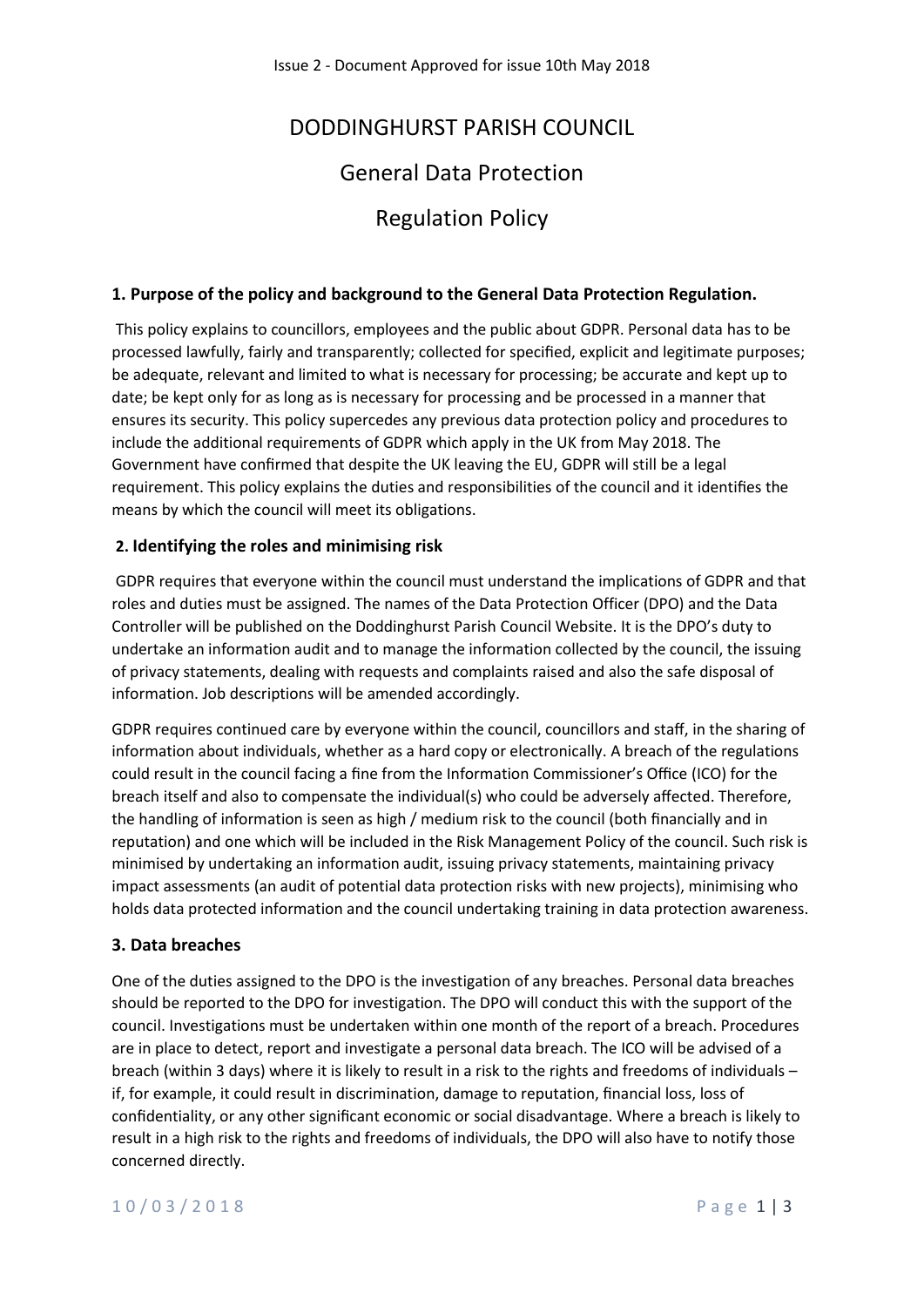# DODDINGHURST PARISH COUNCIL

# General Data Protection

# Regulation Policy

## 1. Purpose of the policy and background to the General Data Protection Regulation.

This policy explains to councillors, employees and the public about GDPR. Personal data has to be processed lawfully, fairly and transparently; collected for specified, explicit and legitimate purposes; be adequate, relevant and limited to what is necessary for processing; be accurate and kept up to date; be kept only for as long as is necessary for processing and be processed in a manner that ensures its security. This policy supercedes any previous data protection policy and procedures to include the additional requirements of GDPR which apply in the UK from May 2018. The Government have confirmed that despite the UK leaving the EU, GDPR will still be a legal requirement. This policy explains the duties and responsibilities of the council and it identifies the means by which the council will meet its obligations.

## 2. Identifying the roles and minimising risk

GDPR requires that everyone within the council must understand the implications of GDPR and that roles and duties must be assigned. The names of the Data Protection Officer (DPO) and the Data Controller will be published on the Doddinghurst Parish Council Website. It is the DPO's duty to undertake an information audit and to manage the information collected by the council, the issuing of privacy statements, dealing with requests and complaints raised and also the safe disposal of information. Job descriptions will be amended accordingly.

GDPR requires continued care by everyone within the council, councillors and staff, in the sharing of information about individuals, whether as a hard copy or electronically. A breach of the regulations could result in the council facing a fine from the Information Commissioner's Office (ICO) for the breach itself and also to compensate the individual(s) who could be adversely affected. Therefore, the handling of information is seen as high / medium risk to the council (both financially and in reputation) and one which will be included in the Risk Management Policy of the council. Such risk is minimised by undertaking an information audit, issuing privacy statements, maintaining privacy impact assessments (an audit of potential data protection risks with new projects), minimising who holds data protected information and the council undertaking training in data protection awareness.

## 3. Data breaches

One of the duties assigned to the DPO is the investigation of any breaches. Personal data breaches should be reported to the DPO for investigation. The DPO will conduct this with the support of the council. Investigations must be undertaken within one month of the report of a breach. Procedures are in place to detect, report and investigate a personal data breach. The ICO will be advised of a breach (within 3 days) where it is likely to result in a risk to the rights and freedoms of individuals – if, for example, it could result in discrimination, damage to reputation, financial loss, loss of confidentiality, or any other significant economic or social disadvantage. Where a breach is likely to result in a high risk to the rights and freedoms of individuals, the DPO will also have to notify those concerned directly.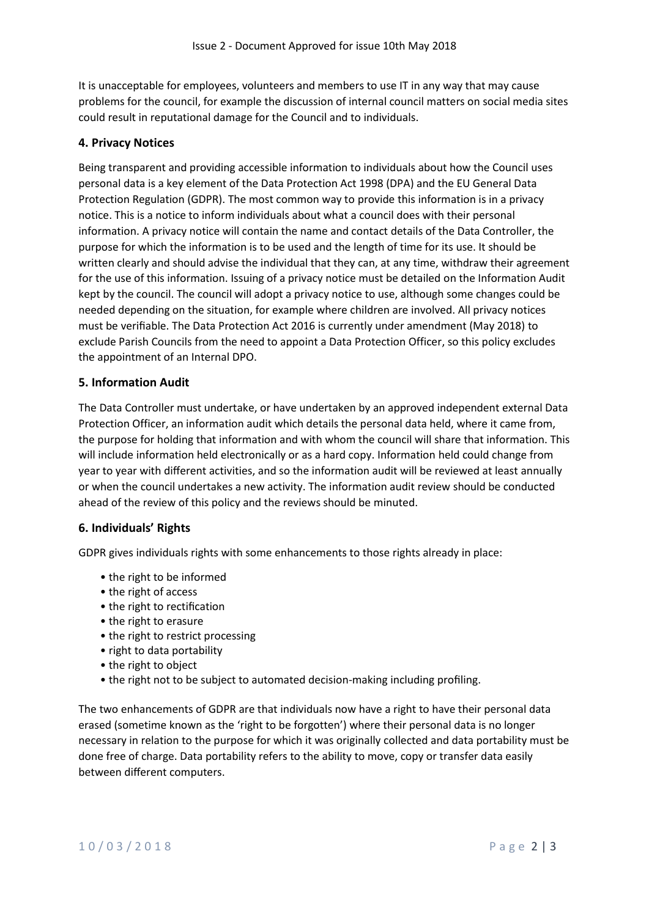It is unacceptable for employees, volunteers and members to use IT in any way that may cause problems for the council, for example the discussion of internal council matters on social media sites could result in reputational damage for the Council and to individuals.

## 4. Privacy Notices

Being transparent and providing accessible information to individuals about how the Council uses personal data is a key element of the Data Protection Act 1998 (DPA) and the EU General Data Protection Regulation (GDPR). The most common way to provide this information is in a privacy notice. This is a notice to inform individuals about what a council does with their personal information. A privacy notice will contain the name and contact details of the Data Controller, the purpose for which the information is to be used and the length of time for its use. It should be written clearly and should advise the individual that they can, at any time, withdraw their agreement for the use of this information. Issuing of a privacy notice must be detailed on the Information Audit kept by the council. The council will adopt a privacy notice to use, although some changes could be needed depending on the situation, for example where children are involved. All privacy notices must be verifiable. The Data Protection Act 2016 is currently under amendment (May 2018) to exclude Parish Councils from the need to appoint a Data Protection Officer, so this policy excludes the appointment of an Internal DPO.

## 5. Information Audit

The Data Controller must undertake, or have undertaken by an approved independent external Data Protection Officer, an information audit which details the personal data held, where it came from, the purpose for holding that information and with whom the council will share that information. This will include information held electronically or as a hard copy. Information held could change from year to year with different activities, and so the information audit will be reviewed at least annually or when the council undertakes a new activity. The information audit review should be conducted ahead of the review of this policy and the reviews should be minuted.

## 6. Individuals' Rights

GDPR gives individuals rights with some enhancements to those rights already in place:

- the right to be informed
- the right of access
- the right to rectification
- the right to erasure
- the right to restrict processing
- right to data portability
- the right to object
- the right not to be subject to automated decision-making including profiling.

The two enhancements of GDPR are that individuals now have a right to have their personal data erased (sometime known as the 'right to be forgotten') where their personal data is no longer necessary in relation to the purpose for which it was originally collected and data portability must be done free of charge. Data portability refers to the ability to move, copy or transfer data easily between different computers.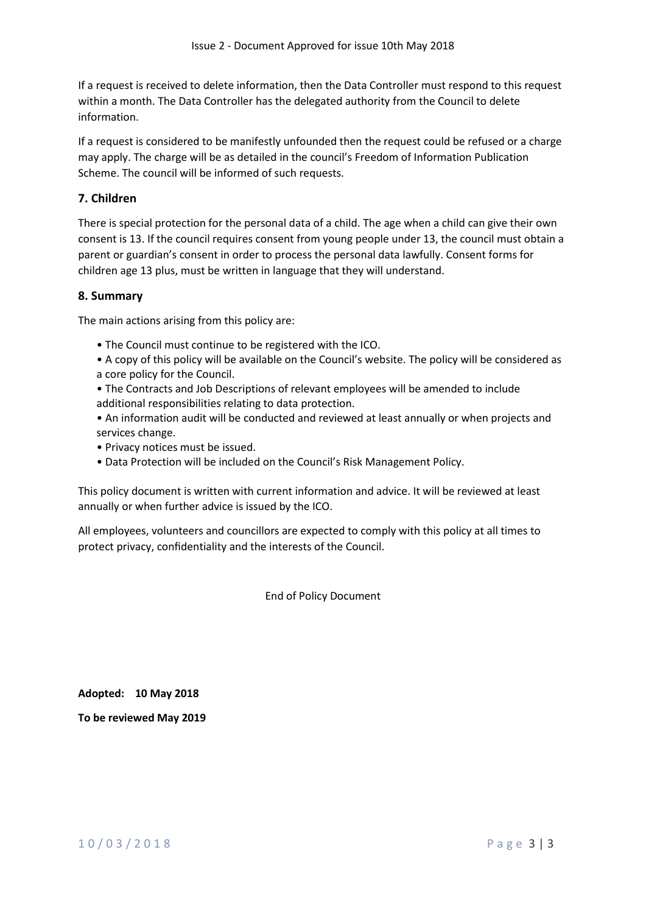If a request is received to delete information, then the Data Controller must respond to this request within a month. The Data Controller has the delegated authority from the Council to delete information.

If a request is considered to be manifestly unfounded then the request could be refused or a charge may apply. The charge will be as detailed in the council's Freedom of Information Publication Scheme. The council will be informed of such requests.

## 7. Children

There is special protection for the personal data of a child. The age when a child can give their own consent is 13. If the council requires consent from young people under 13, the council must obtain a parent or guardian's consent in order to process the personal data lawfully. Consent forms for children age 13 plus, must be written in language that they will understand.

## 8. Summary

The main actions arising from this policy are:

- The Council must continue to be registered with the ICO.
- A copy of this policy will be available on the Council's website. The policy will be considered as a core policy for the Council.
- The Contracts and Job Descriptions of relevant employees will be amended to include additional responsibilities relating to data protection.
- An information audit will be conducted and reviewed at least annually or when projects and services change.
- Privacy notices must be issued.
- Data Protection will be included on the Council's Risk Management Policy.

This policy document is written with current information and advice. It will be reviewed at least annually or when further advice is issued by the ICO.

All employees, volunteers and councillors are expected to comply with this policy at all times to protect privacy, confidentiality and the interests of the Council.

End of Policy Document

**Adopted: 10 May 2018**

**To be reviewed May 2019**